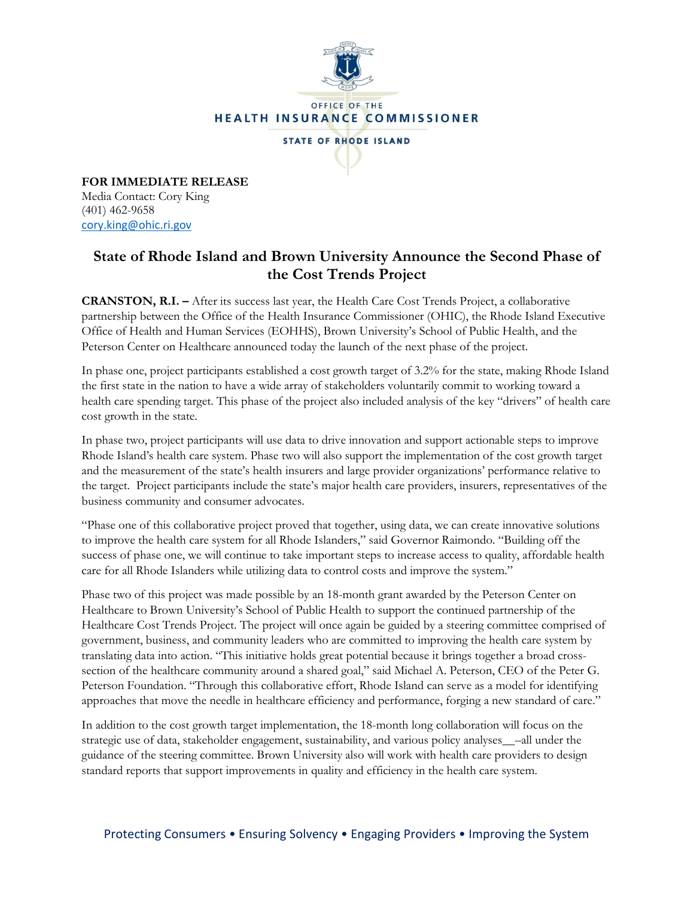OFFICE OF THE
HEALTH INSURANCE COMMISSIONER
STATE OF RHODE ISLAND

**FOR IMMEDIATE RELEASE**
Media Contact: Cory King
(401) 462-9658
cory.king@ohic.ri.gov

# State of Rhode Island and Brown University Announce the Second Phase of the Cost Trends Project

**CRANSTON, R.I. –** After its success last year, the Health Care Cost Trends Project, a collaborative partnership between the Office of the Health Insurance Commissioner (OHIC), the Rhode Island Executive Office of Health and Human Services (EOHHS), Brown University's School of Public Health, and the Peterson Center on Healthcare announced today the launch of the next phase of the project.

In phase one, project participants established a cost growth target of 3.2% for the state, making Rhode Island the first state in the nation to have a wide array of stakeholders voluntarily commit to working toward a health care spending target. This phase of the project also included analysis of the key "drivers" of health care cost growth in the state.

In phase two, project participants will use data to drive innovation and support actionable steps to improve Rhode Island's health care system. Phase two will also support the implementation of the cost growth target and the measurement of the state's health insurers and large provider organizations' performance relative to the target. Project participants include the state's major health care providers, insurers, representatives of the business community and consumer advocates.

"Phase one of this collaborative project proved that together, using data, we can create innovative solutions to improve the health care system for all Rhode Islanders," said Governor Raimondo. "Building off the success of phase one, we will continue to take important steps to increase access to quality, affordable health care for all Rhode Islanders while utilizing data to control costs and improve the system."

Phase two of this project was made possible by an 18-month grant awarded by the Peterson Center on Healthcare to Brown University's School of Public Health to support the continued partnership of the Healthcare Cost Trends Project. The project will once again be guided by a steering committee comprised of government, business, and community leaders who are committed to improving the health care system by translating data into action. "This initiative holds great potential because it brings together a broad cross-section of the healthcare community around a shared goal," said Michael A. Peterson, CEO of the Peter G. Peterson Foundation. "Through this collaborative effort, Rhode Island can serve as a model for identifying approaches that move the needle in healthcare efficiency and performance, forging a new standard of care."

In addition to the cost growth target implementation, the 18-month long collaboration will focus on the strategic use of data, stakeholder engagement, sustainability, and various policy analyses__–all under the guidance of the steering committee. Brown University also will work with health care providers to design standard reports that support improvements in quality and efficiency in the health care system.

Protecting Consumers • Ensuring Solvency • Engaging Providers • Improving the System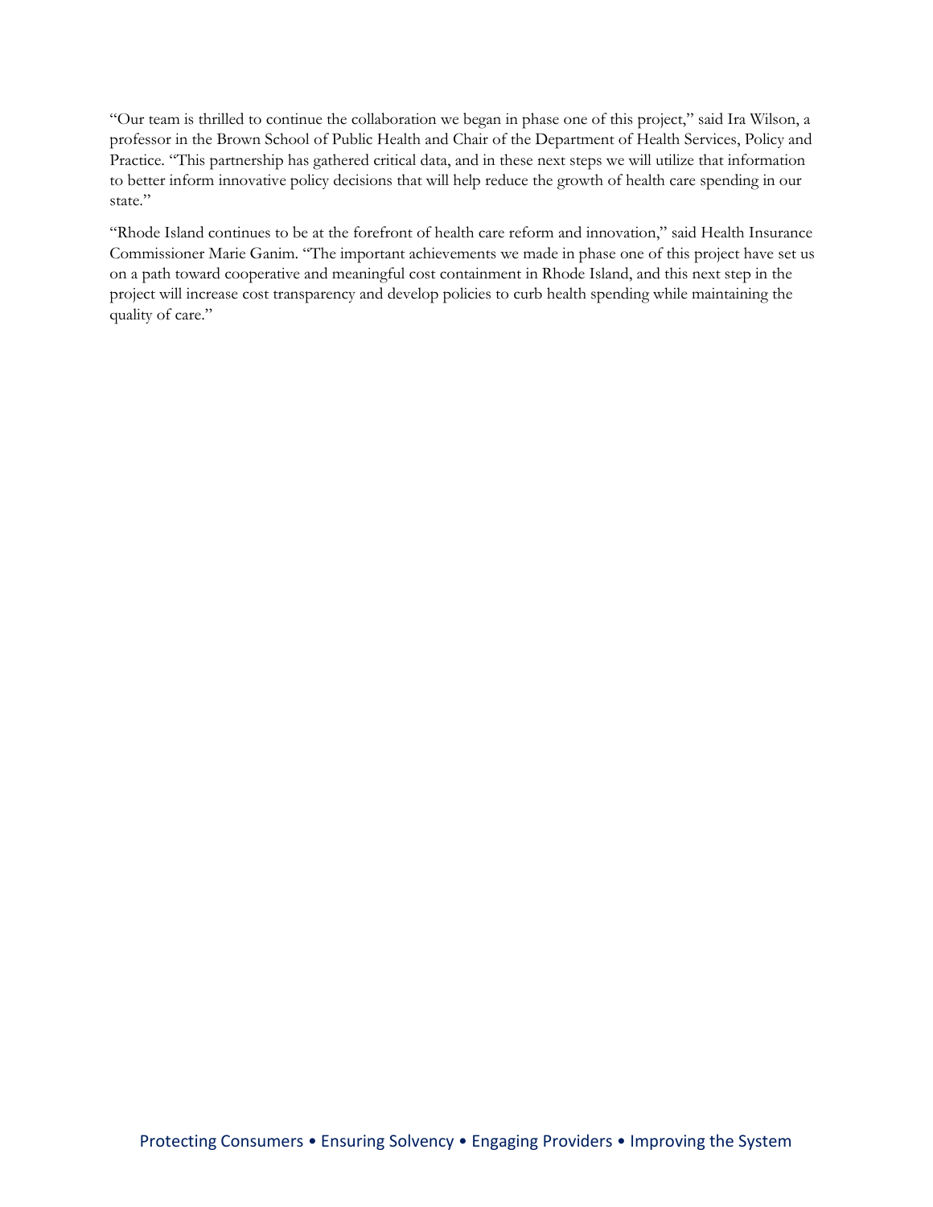"Our team is thrilled to continue the collaboration we began in phase one of this project," said Ira Wilson, a professor in the Brown School of Public Health and Chair of the Department of Health Services, Policy and Practice. "This partnership has gathered critical data, and in these next steps we will utilize that information to better inform innovative policy decisions that will help reduce the growth of health care spending in our state."

"Rhode Island continues to be at the forefront of health care reform and innovation," said Health Insurance Commissioner Marie Ganim. "The important achievements we made in phase one of this project have set us on a path toward cooperative and meaningful cost containment in Rhode Island, and this next step in the project will increase cost transparency and develop policies to curb health spending while maintaining the quality of care."